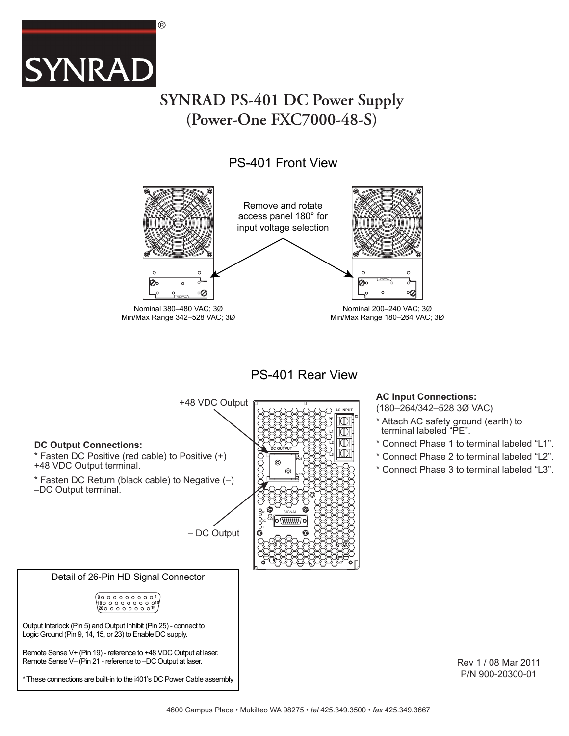SYNRAD®

# SYNRAD PS-401 DC Power Supply (Power-One FXC7000-48-S)

## PS-401 Front View

Remove and rotate access panel 180° for input voltage selection

Nominal 380–480 VAC; 3Ø
Min/Max Range 342–528 VAC; 3Ø

Nominal 200–240 VAC; 3Ø
Min/Max Range 180–264 VAC; 3Ø

## PS-401 Rear View

+48 VDC Output

– DC Output

**DC Output Connections:**

\* Fasten DC Positive (red cable) to Positive (+) +48 VDC Output terminal.

\* Fasten DC Return (black cable) to Negative (–) –DC Output terminal.

**AC Input Connections:**
(180–264/342–528 3Ø VAC)

\* Attach AC safety ground (earth) to terminal labeled “PE”.

\* Connect Phase 1 to terminal labeled “L1”.

\* Connect Phase 2 to terminal labeled “L2”.

\* Connect Phase 3 to terminal labeled “L3”.

### Detail of 26-Pin HD Signal Connector

Output Interlock (Pin 5) and Output Inhibit (Pin 25) - connect to Logic Ground (Pin 9, 14, 15, or 23) to Enable DC supply.

Remote Sense V+ (Pin 19) - reference to +48 VDC Output at laser.
Remote Sense V– (Pin 21 - reference to –DC Output at laser.

\* These connections are built-in to the i401’s DC Power Cable assembly

Rev 1 / 08 Mar 2011
P/N 900-20300-01

4600 Campus Place • Mukilteo WA 98275 • *tel* 425.349.3500 • *fax* 425.349.3667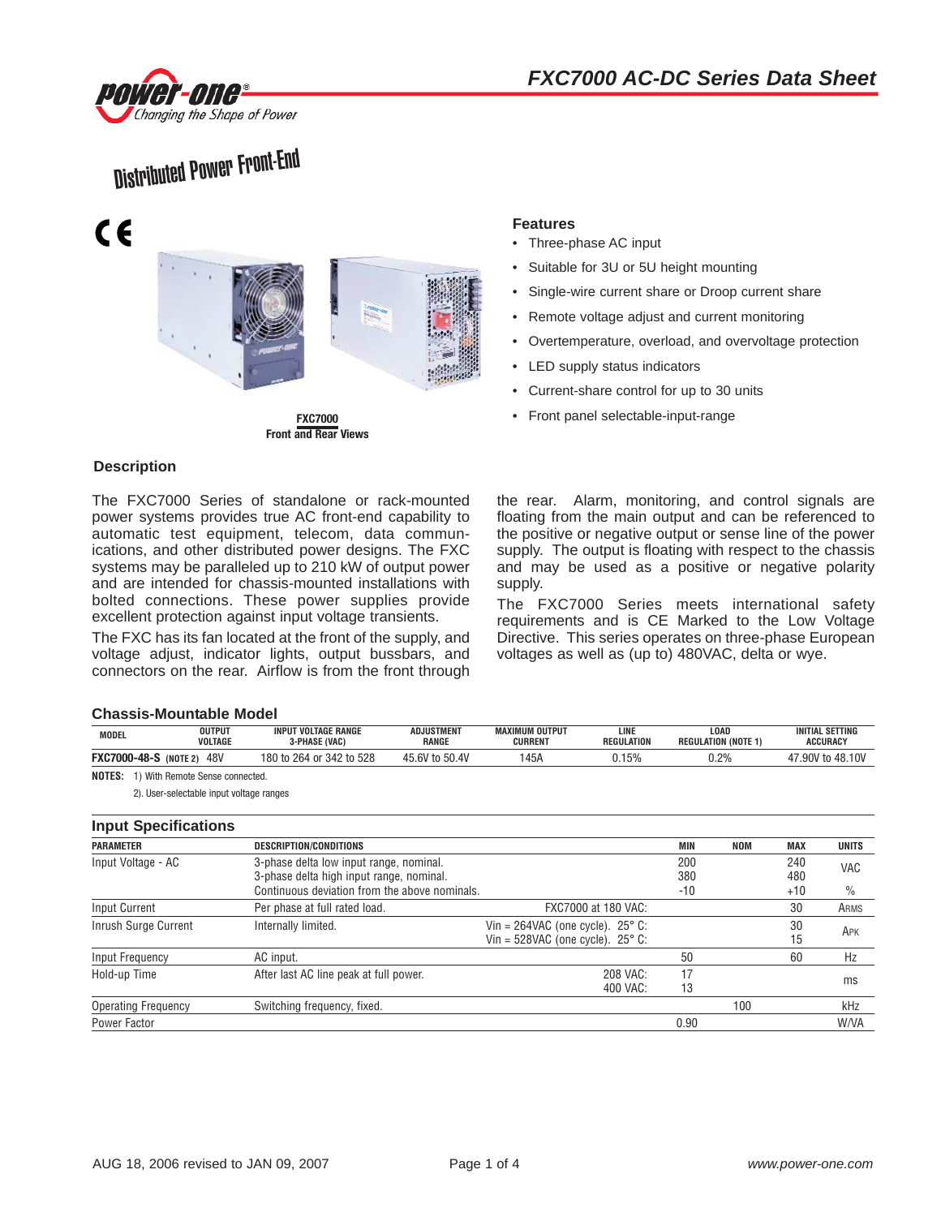# FXC7000 AC-DC Series Data Sheet

## Distributed Power Front-End

FXC7000
Front and Rear Views

### Features

- Three-phase AC input
- Suitable for 3U or 5U height mounting
- Single-wire current share or Droop current share
- Remote voltage adjust and current monitoring
- Overtemperature, overload, and overvoltage protection
- LED supply status indicators
- Current-share control for up to 30 units
- Front panel selectable-input-range

### Description

The FXC7000 Series of standalone or rack-mounted power systems provides true AC front-end capability to automatic test equipment, telecom, data communications, and other distributed power designs. The FXC systems may be paralleled up to 210 kW of output power and are intended for chassis-mounted installations with bolted connections. These power supplies provide excellent protection against input voltage transients.

The FXC has its fan located at the front of the supply, and voltage adjust, indicator lights, output bussbars, and connectors on the rear. Airflow is from the front through the rear. Alarm, monitoring, and control signals are floating from the main output and can be referenced to the positive or negative output or sense line of the power supply. The output is floating with respect to the chassis and may be used as a positive or negative polarity supply.

The FXC7000 Series meets international safety requirements and is CE Marked to the Low Voltage Directive. This series operates on three-phase European voltages as well as (up to) 480VAC, delta or wye.

### Chassis-Mountable Model

| MODEL | OUTPUT VOLTAGE | INPUT VOLTAGE RANGE 3-PHASE (VAC) | ADJUSTMENT RANGE | MAXIMUM OUTPUT CURRENT | LINE REGULATION | LOAD REGULATION (NOTE 1) | INITIAL SETTING ACCURACY |
|---|---|---|---|---|---|---|---|
| FXC7000-48-S (NOTE 2) | 48V | 180 to 264 or 342 to 528 | 45.6V to 50.4V | 145A | 0.15% | 0.2% | 47.90V to 48.10V |

NOTES: 1) With Remote Sense connected.
2). User-selectable input voltage ranges

### Input Specifications

| PARAMETER | DESCRIPTION/CONDITIONS | | MIN | NOM | MAX | UNITS |
|---|---|---|---|---|---|---|
| Input Voltage - AC | 3-phase delta low input range, nominal.<br>3-phase delta high input range, nominal.<br>Continuous deviation from the above nominals. | | 200<br>380<br>-10 | | 240<br>480<br>+10 | VAC<br><br>% |
| Input Current | Per phase at full rated load. | FXC7000 at 180 VAC: | | | 30 | ARMS |
| Inrush Surge Current | Internally limited. | Vin = 264VAC (one cycle). 25° C:<br>Vin = 528VAC (one cycle). 25° C: | | | 30<br>15 | APK |
| Input Frequency | AC input. | | 50 | | 60 | Hz |
| Hold-up Time | After last AC line peak at full power. | 208 VAC:<br>400 VAC: | 17<br>13 | | | ms |
| Operating Frequency | Switching frequency, fixed. | | | 100 | | kHz |
| Power Factor | | | 0.90 | | | W/VA |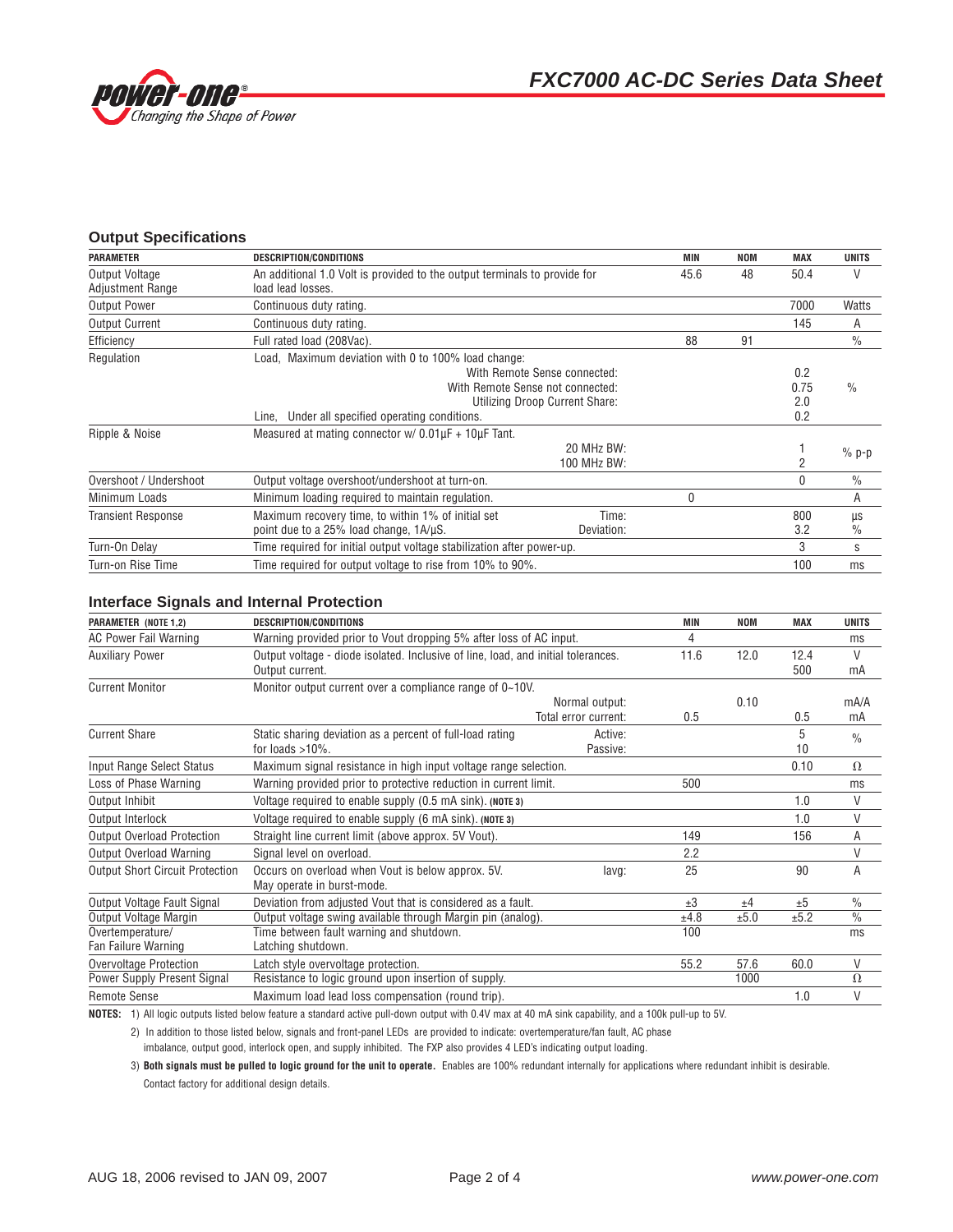## Output Specifications

| PARAMETER | DESCRIPTION/CONDITIONS | MIN | NOM | MAX | UNITS |
|---|---|---|---|---|---|
| Output Voltage Adjustment Range | An additional 1.0 Volt is provided to the output terminals to provide for load lead losses. | 45.6 | 48 | 50.4 | V |
| Output Power | Continuous duty rating. | | | 7000 | Watts |
| Output Current | Continuous duty rating. | | | 145 | A |
| Efficiency | Full rated load (208Vac). | 88 | 91 | | % |
| Regulation | Load, Maximum deviation with 0 to 100% load change:<br>With Remote Sense connected:<br>With Remote Sense not connected:<br>Utilizing Droop Current Share:<br>Line, Under all specified operating conditions. | | | <br>0.2<br>0.75<br>2.0<br>0.2 | % |
| Ripple & Noise | Measured at mating connector w/ 0.01µF + 10µF Tant.<br>20 MHz BW:<br>100 MHz BW: | | | <br>1<br>2 | % p-p |
| Overshoot / Undershoot | Output voltage overshoot/undershoot at turn-on. | | | 0 | % |
| Minimum Loads | Minimum loading required to maintain regulation. | 0 | | | A |
| Transient Response | Maximum recovery time, to within 1% of initial set point due to a 25% load change, 1A/µS. Time:<br>Deviation: | | | 800<br>3.2 | µs<br>% |
| Turn-On Delay | Time required for initial output voltage stabilization after power-up. | | | 3 | s |
| Turn-on Rise Time | Time required for output voltage to rise from 10% to 90%. | | | 100 | ms |

## Interface Signals and Internal Protection

| PARAMETER (NOTE 1,2) | DESCRIPTION/CONDITIONS | MIN | NOM | MAX | UNITS |
|---|---|---|---|---|---|
| AC Power Fail Warning | Warning provided prior to Vout dropping 5% after loss of AC input. | 4 | | | ms |
| Auxiliary Power | Output voltage - diode isolated. Inclusive of line, load, and initial tolerances.<br>Output current. | 11.6 | 12.0 | 12.4<br>500 | V<br>mA |
| Current Monitor | Monitor output current over a compliance range of 0~10V.<br>Normal output:<br>Total error current: | <br><br>0.5 | <br>0.10 | <br><br>0.5 | <br>mA/A<br>mA |
| Current Share | Static sharing deviation as a percent of full-load rating for loads >10%. Active:<br>Passive: | | | 5<br>10 | % |
| Input Range Select Status | Maximum signal resistance in high input voltage range selection. | | | 0.10 | Ω |
| Loss of Phase Warning | Warning provided prior to protective reduction in current limit. | 500 | | | ms |
| Output Inhibit | Voltage required to enable supply (0.5 mA sink). **(NOTE 3)** | | | 1.0 | V |
| Output Interlock | Voltage required to enable supply (6 mA sink). **(NOTE 3)** | | | 1.0 | V |
| Output Overload Protection | Straight line current limit (above approx. 5V Vout). | 149 | | 156 | A |
| Output Overload Warning | Signal level on overload. | 2.2 | | | V |
| Output Short Circuit Protection | Occurs on overload when Vout is below approx. 5V. May operate in burst-mode. Iavg: | 25 | | 90 | A |
| Output Voltage Fault Signal | Deviation from adjusted Vout that is considered as a fault. | ±3 | ±4 | ±5 | % |
| Output Voltage Margin | Output voltage swing available through Margin pin (analog). | ±4.8 | ±5.0 | ±5.2 | % |
| Overtemperature/ Fan Failure Warning | Time between fault warning and shutdown.<br>Latching shutdown. | 100 | | | ms |
| Overvoltage Protection | Latch style overvoltage protection. | 55.2 | 57.6 | 60.0 | V |
| Power Supply Present Signal | Resistance to logic ground upon insertion of supply. | | 1000 | | Ω |
| Remote Sense | Maximum load lead loss compensation (round trip). | | | 1.0 | V |

**NOTES:** 1) All logic outputs listed below feature a standard active pull-down output with 0.4V max at 40 mA sink capability, and a 100k pull-up to 5V.

2) In addition to those listed below, signals and front-panel LEDs are provided to indicate: overtemperature/fan fault, AC phase imbalance, output good, interlock open, and supply inhibited. The FXP also provides 4 LED's indicating output loading.

3) **Both signals must be pulled to logic ground for the unit to operate.** Enables are 100% redundant internally for applications where redundant inhibit is desirable. Contact factory for additional design details.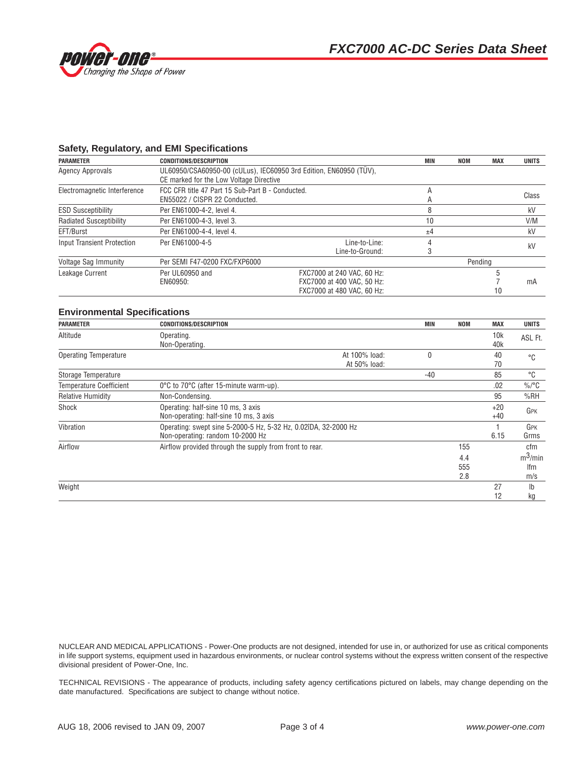## Safety, Regulatory, and EMI Specifications

| PARAMETER | CONDITIONS/DESCRIPTION | | MIN | NOM | MAX | UNITS |
|---|---|---|---|---|---|---|
| Agency Approvals | UL60950/CSA60950-00 (cULus), IEC60950 3rd Edition, EN60950 (TÜV),<br>CE marked for the Low Voltage Directive | | | | | |
| Electromagnetic Interference | FCC CFR title 47 Part 15 Sub-Part B - Conducted.<br>EN55022 / CISPR 22 Conducted. | | A<br>A | | | Class |
| ESD Susceptibility | Per EN61000-4-2, level 4. | | 8 | | | kV |
| Radiated Susceptibility | Per EN61000-4-3, level 3. | | 10 | | | V/M |
| EFT/Burst | Per EN61000-4-4, level 4. | | ±4 | | | kV |
| Input Transient Protection | Per EN61000-4-5 | Line-to-Line:<br>Line-to-Ground: | 4<br>3 | | | kV |
| Voltage Sag Immunity | Per SEMI F47-0200 FXC/FXP6000 | | | Pending | | |
| Leakage Current | Per UL60950 and<br>EN60950: | FXC7000 at 240 VAC, 60 Hz:<br>FXC7000 at 400 VAC, 50 Hz:<br>FXC7000 at 480 VAC, 60 Hz: | | | 5<br>7<br>10 | mA |

## Environmental Specifications

| PARAMETER | CONDITIONS/DESCRIPTION | | MIN | NOM | MAX | UNITS |
|---|---|---|---|---|---|---|
| Altitude | Operating.<br>Non-Operating. | | | | 10k<br>40k | ASL Ft. |
| Operating Temperature | | At 100% load:<br>At 50% load: | 0 | | 40<br>70 | °C |
| Storage Temperature | | | -40 | | 85 | °C |
| Temperature Coefficient | 0°C to 70°C (after 15-minute warm-up). | | | | .02 | %/°C |
| Relative Humidity | Non-Condensing. | | | | 95 | %RH |
| Shock | Operating: half-sine 10 ms, 3 axis<br>Non-operating: half-sine 10 ms, 3 axis | | | | +20<br>+40 | GPK |
| Vibration | Operating: swept sine 5-2000-5 Hz, 5-32 Hz, 0.02ÎDA, 32-2000 Hz<br>Non-operating: random 10-2000 Hz | | | | 1<br>6.15 | GPK<br>Grms |
| Airflow | Airflow provided through the supply from front to rear. | | | 155<br>4.4<br>555<br>2.8 | | cfm<br>$m^3$/min<br>lfm<br>m/s |
| Weight | | | | | 27<br>12 | lb<br>kg |

NUCLEAR AND MEDICAL APPLICATIONS - Power-One products are not designed, intended for use in, or authorized for use as critical components in life support systems, equipment used in hazardous environments, or nuclear control systems without the express written consent of the respective divisional president of Power-One, Inc.

TECHNICAL REVISIONS - The appearance of products, including safety agency certifications pictured on labels, may change depending on the date manufactured. Specifications are subject to change without notice.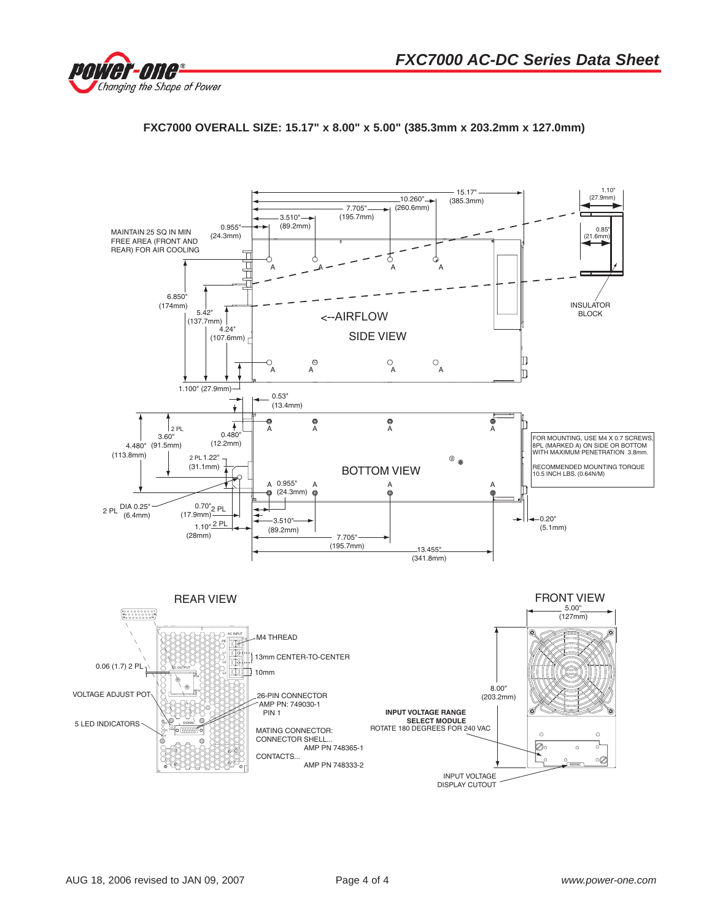## FXC7000 OVERALL SIZE: 15.17" x 8.00" x 5.00" (385.3mm x 203.2mm x 127.0mm)

15.17"
(385.3mm)
10.260"
(260.6mm)
7.705"
(195.7mm)
3.510"
(89.2mm)
0.955"
(24.3mm)
1.10"
(27.9mm)
0.85"
(21.6mm)

MAINTAIN 25 SQ IN MIN FREE AREA (FRONT AND REAR) FOR AIR COOLING

6.850"
(174mm)
5.42"
(137.7mm)
4.24"
(107.6mm)
1.100" (27.9mm)

<--AIRFLOW

SIDE VIEW

INSULATOR BLOCK

0.53"
(13.4mm)
2 PL
3.60"
(91.5mm)
4.480"
(113.8mm)
0.480"
(12.2mm)
2 PL 1.22"
(31.1mm)
2 PL DIA 0.25"
(6.4mm)
0.70" 2 PL
(17.9mm)
1.10" 2 PL
(28mm)
0.955"
(24.3mm)
3.510"
(89.2mm)
7.705"
(195.7mm)
13.455"
(341.8mm)
0.20"
(5.1mm)

BOTTOM VIEW

FOR MOUNTING, USE M4 X 0.7 SCREWS, 8PL (MARKED A) ON SIDE OR BOTTOM WITH MAXIMUM PENETRATION 3.8mm.

RECOMMENDED MOUNTING TORQUE 10.5 INCH LBS. (0.64N/M)

REAR VIEW

0.06 (1.7) 2 PL

VOLTAGE ADJUST POT

5 LED INDICATORS

M4 THREAD

13mm CENTER-TO-CENTER

10mm

26-PIN CONNECTOR
AMP PN: 749030-1
PIN 1

MATING CONNECTOR:
CONNECTOR SHELL...
AMP PN 748365-1
CONTACTS...
AMP PN 748333-2

FRONT VIEW

5.00"
(127mm)

8.00"
(203.2mm)

**INPUT VOLTAGE RANGE SELECT MODULE**
ROTATE 180 DEGREES FOR 240 VAC

INPUT VOLTAGE DISPLAY CUTOUT